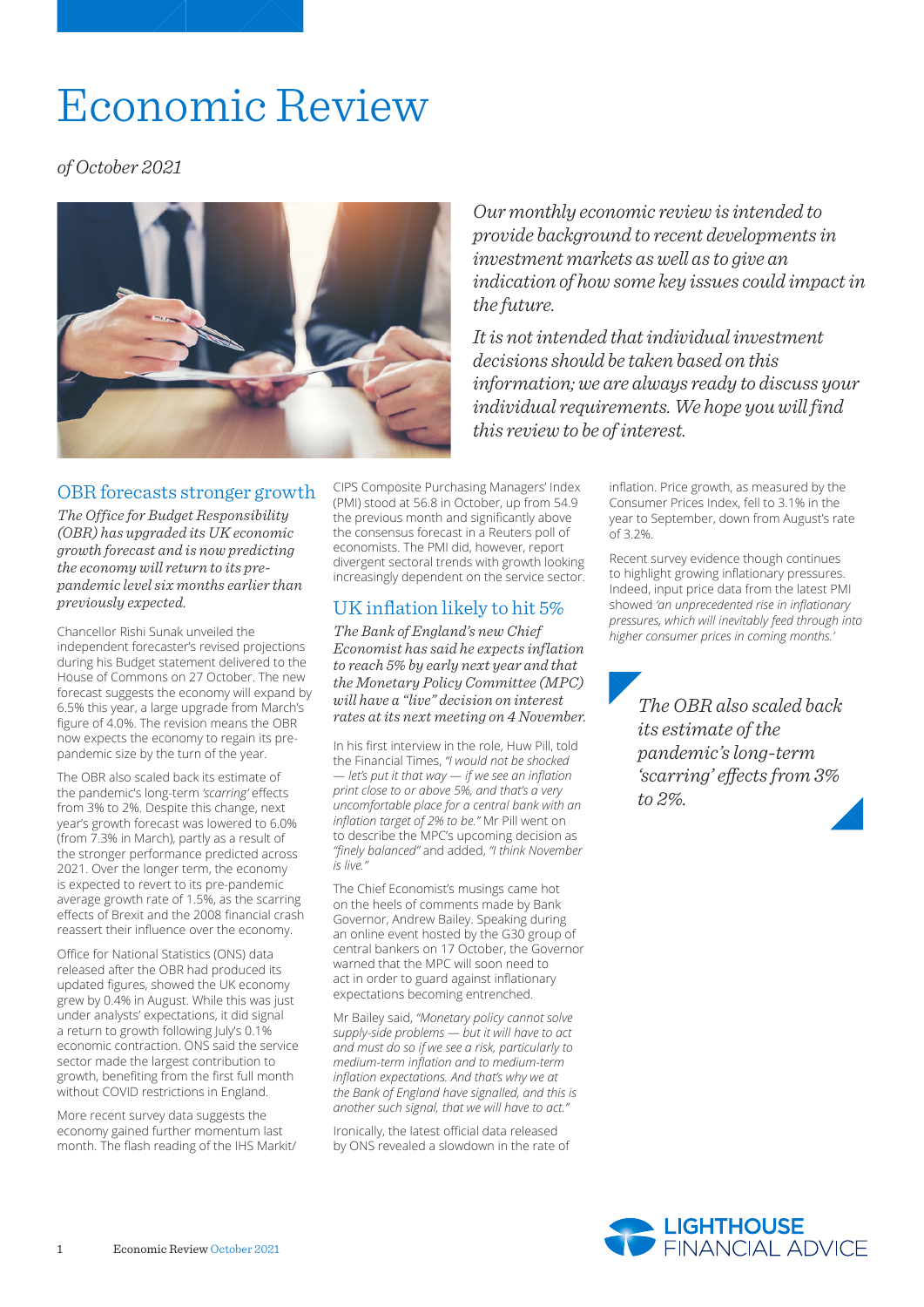# Economic Review

*of October 2021*

*Our monthly economic review is intended to provide background to recent developments in investment markets as well as to give an indication of how some key issues could impact in the future.*

*It is not intended that individual investment decisions should be taken based on this information; we are always ready to discuss your individual requirements. We hope you will find this review to be of interest.*

## OBR forecasts stronger growth

*The Office for Budget Responsibility (OBR) has upgraded its UK economic growth forecast and is now predicting the economy will return to its pre-pandemic level six months earlier than previously expected.*

Chancellor Rishi Sunak unveiled the independent forecaster's revised projections during his Budget statement delivered to the House of Commons on 27 October. The new forecast suggests the economy will expand by 6.5% this year, a large upgrade from March's figure of 4.0%. The revision means the OBR now expects the economy to regain its pre-pandemic size by the turn of the year.

The OBR also scaled back its estimate of the pandemic's long-term *'scarring'* effects from 3% to 2%. Despite this change, next year's growth forecast was lowered to 6.0% (from 7.3% in March), partly as a result of the stronger performance predicted across 2021. Over the longer term, the economy is expected to revert to its pre-pandemic average growth rate of 1.5%, as the scarring effects of Brexit and the 2008 financial crash reassert their influence over the economy.

Office for National Statistics (ONS) data released after the OBR had produced its updated figures, showed the UK economy grew by 0.4% in August. While this was just under analysts' expectations, it did signal a return to growth following July's 0.1% economic contraction. ONS said the service sector made the largest contribution to growth, benefiting from the first full month without COVID restrictions in England.

More recent survey data suggests the economy gained further momentum last month. The flash reading of the IHS Markit/CIPS Composite Purchasing Managers' Index (PMI) stood at 56.8 in October, up from 54.9 the previous month and significantly above the consensus forecast in a Reuters poll of economists. The PMI did, however, report divergent sectoral trends with growth looking increasingly dependent on the service sector.

## UK inflation likely to hit 5%

*The Bank of England's new Chief Economist has said he expects inflation to reach 5% by early next year and that the Monetary Policy Committee (MPC) will have a "live" decision on interest rates at its next meeting on 4 November.*

In his first interview in the role, Huw Pill, told the Financial Times, *"I would not be shocked — let's put it that way — if we see an inflation print close to or above 5%, and that's a very uncomfortable place for a central bank with an inflation target of 2% to be."* Mr Pill went on to describe the MPC's upcoming decision as *"finely balanced"* and added, *"I think November is live."*

The Chief Economist's musings came hot on the heels of comments made by Bank Governor, Andrew Bailey. Speaking during an online event hosted by the G30 group of central bankers on 17 October, the Governor warned that the MPC will soon need to act in order to guard against inflationary expectations becoming entrenched.

Mr Bailey said, *"Monetary policy cannot solve supply-side problems — but it will have to act and must do so if we see a risk, particularly to medium-term inflation and to medium-term inflation expectations. And that's why we at the Bank of England have signalled, and this is another such signal, that we will have to act."*

Ironically, the latest official data released by ONS revealed a slowdown in the rate of inflation. Price growth, as measured by the Consumer Prices Index, fell to 3.1% in the year to September, down from August's rate of 3.2%.

Recent survey evidence though continues to highlight growing inflationary pressures. Indeed, input price data from the latest PMI showed *'an unprecedented rise in inflationary pressures, which will inevitably feed through into higher consumer prices in coming months.'*

*The OBR also scaled back its estimate of the pandemic's long-term 'scarring' effects from 3% to 2%.*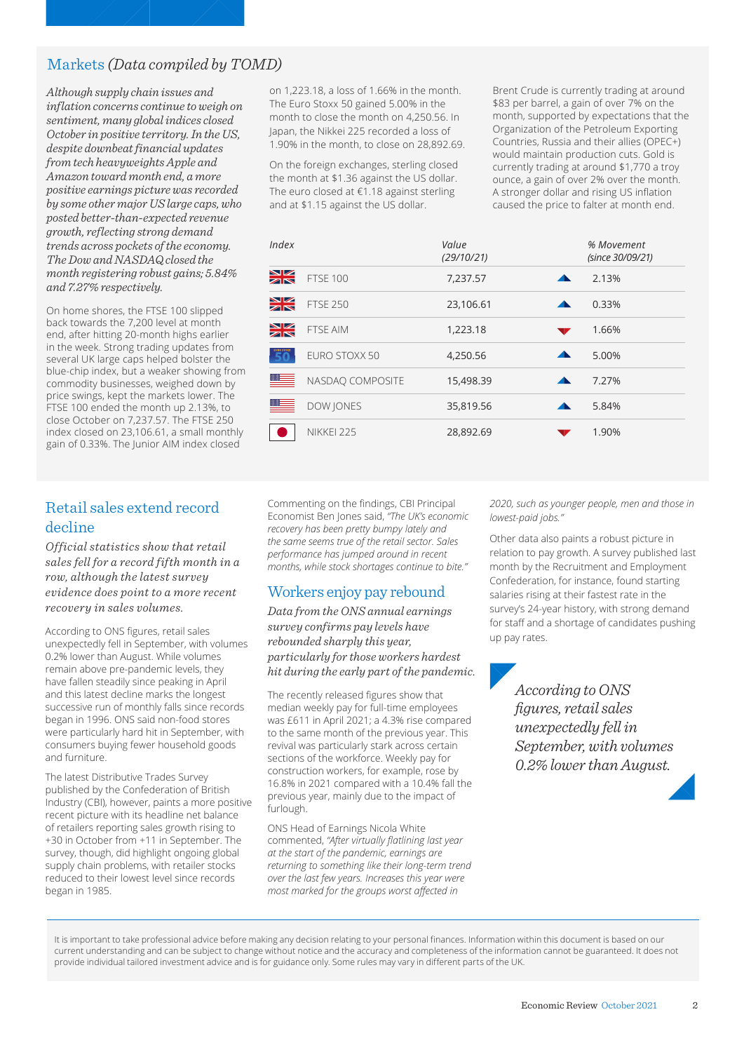## Markets *(Data compiled by TOMD)*

*Although supply chain issues and inflation concerns continue to weigh on sentiment, many global indices closed October in positive territory. In the US, despite downbeat financial updates from tech heavyweights Apple and Amazon toward month end, a more positive earnings picture was recorded by some other major US large caps, who posted better-than-expected revenue growth, reflecting strong demand trends across pockets of the economy. The Dow and NASDAQ closed the month registering robust gains; 5.84% and 7.27% respectively.*

On home shores, the FTSE 100 slipped back towards the 7,200 level at month end, after hitting 20-month highs earlier in the week. Strong trading updates from several UK large caps helped bolster the blue-chip index, but a weaker showing from commodity businesses, weighed down by price swings, kept the markets lower. The FTSE 100 ended the month up 2.13%, to close October on 7,237.57. The FTSE 250 index closed on 23,106.61, a small monthly gain of 0.33%. The Junior AIM index closed on 1,223.18, a loss of 1.66% in the month. The Euro Stoxx 50 gained 5.00% in the month to close the month on 4,250.56. In Japan, the Nikkei 225 recorded a loss of 1.90% in the month, to close on 28,892.69.

On the foreign exchanges, sterling closed the month at $1.36 against the US dollar. The euro closed at €1.18 against sterling and at $1.15 against the US dollar.

Brent Crude is currently trading at around $83 per barrel, a gain of over 7% on the month, supported by expectations that the Organization of the Petroleum Exporting Countries, Russia and their allies (OPEC+) would maintain production cuts. Gold is currently trading at around $1,770 a troy ounce, a gain of over 2% over the month. A stronger dollar and rising US inflation caused the price to falter at month end.

| Index | Value (29/10/21) | | % Movement (since 30/09/21) |
|---|---|---|---|
| FTSE 100 | 7,237.57 | ▲ | 2.13% |
| FTSE 250 | 23,106.61 | ▲ | 0.33% |
| FTSE AIM | 1,223.18 | ▼ | 1.66% |
| EURO STOXX 50 | 4,250.56 | ▲ | 5.00% |
| NASDAQ COMPOSITE | 15,498.39 | ▲ | 7.27% |
| DOW JONES | 35,819.56 | ▲ | 5.84% |
| NIKKEI 225 | 28,892.69 | ▼ | 1.90% |

## Retail sales extend record decline

*Official statistics show that retail sales fell for a record fifth month in a row, although the latest survey evidence does point to a more recent recovery in sales volumes.*

According to ONS figures, retail sales unexpectedly fell in September, with volumes 0.2% lower than August. While volumes remain above pre-pandemic levels, they have fallen steadily since peaking in April and this latest decline marks the longest successive run of monthly falls since records began in 1996. ONS said non-food stores were particularly hard hit in September, with consumers buying fewer household goods and furniture.

The latest Distributive Trades Survey published by the Confederation of British Industry (CBI), however, paints a more positive recent picture with its headline net balance of retailers reporting sales growth rising to +30 in October from +11 in September. The survey, though, did highlight ongoing global supply chain problems, with retailer stocks reduced to their lowest level since records began in 1985.

Commenting on the findings, CBI Principal Economist Ben Jones said, *"The UK's economic recovery has been pretty bumpy lately and the same seems true of the retail sector. Sales performance has jumped around in recent months, while stock shortages continue to bite."*

## Workers enjoy pay rebound

*Data from the ONS annual earnings survey confirms pay levels have rebounded sharply this year, particularly for those workers hardest hit during the early part of the pandemic.*

The recently released figures show that median weekly pay for full-time employees was £611 in April 2021; a 4.3% rise compared to the same month of the previous year. This revival was particularly stark across certain sections of the workforce. Weekly pay for construction workers, for example, rose by 16.8% in 2021 compared with a 10.4% fall the previous year, mainly due to the impact of furlough.

ONS Head of Earnings Nicola White commented, *"After virtually flatlining last year at the start of the pandemic, earnings are returning to something like their long-term trend over the last few years. Increases this year were most marked for the groups worst affected in 2020, such as younger people, men and those in lowest-paid jobs."*

Other data also paints a robust picture in relation to pay growth. A survey published last month by the Recruitment and Employment Confederation, for instance, found starting salaries rising at their fastest rate in the survey's 24-year history, with strong demand for staff and a shortage of candidates pushing up pay rates.

> *According to ONS figures, retail sales unexpectedly fell in September, with volumes 0.2% lower than August.*

It is important to take professional advice before making any decision relating to your personal finances. Information within this document is based on our current understanding and can be subject to change without notice and the accuracy and completeness of the information cannot be guaranteed. It does not provide individual tailored investment advice and is for guidance only. Some rules may vary in different parts of the UK.